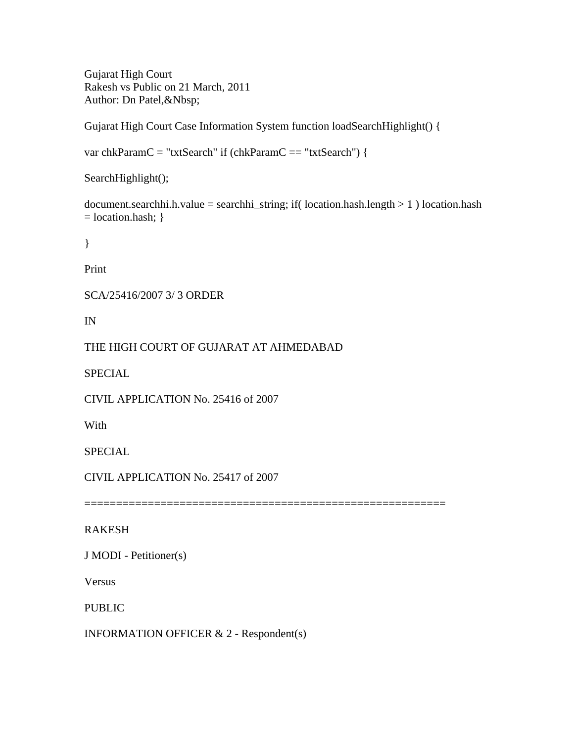Gujarat High Court
Rakesh vs Public on 21 March, 2011
Author: Dn Patel,&Nbsp;

Gujarat High Court Case Information System function loadSearchHighlight() {

var chkParamC = "txtSearch" if (chkParamC == "txtSearch") {

SearchHighlight();

document.searchhi.h.value = searchhi_string; if( location.hash.length > 1 ) location.hash = location.hash; }

}

Print

SCA/25416/2007 3/ 3 ORDER

IN

THE HIGH COURT OF GUJARAT AT AHMEDABAD

SPECIAL

CIVIL APPLICATION No. 25416 of 2007

With

SPECIAL

CIVIL APPLICATION No. 25417 of 2007

=========================================================

RAKESH

J MODI - Petitioner(s)

Versus

PUBLIC

INFORMATION OFFICER & 2 - Respondent(s)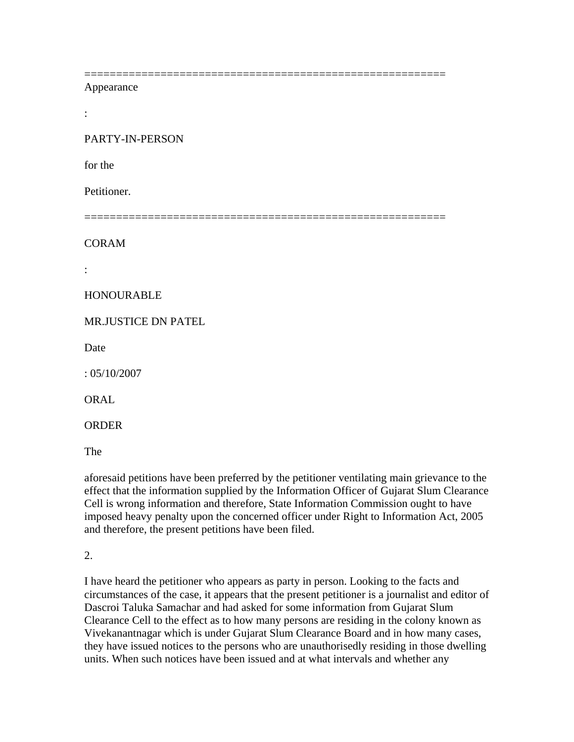==========================================================

Appearance

:

PARTY-IN-PERSON

for the

Petitioner.

==========================================================

CORAM

:

HONOURABLE

MR.JUSTICE DN PATEL

Date

: 05/10/2007

ORAL

ORDER

The

aforesaid petitions have been preferred by the petitioner ventilating main grievance to the effect that the information supplied by the Information Officer of Gujarat Slum Clearance Cell is wrong information and therefore, State Information Commission ought to have imposed heavy penalty upon the concerned officer under Right to Information Act, 2005 and therefore, the present petitions have been filed.

2.

I have heard the petitioner who appears as party in person. Looking to the facts and circumstances of the case, it appears that the present petitioner is a journalist and editor of Dascroi Taluka Samachar and had asked for some information from Gujarat Slum Clearance Cell to the effect as to how many persons are residing in the colony known as Vivekanantnagar which is under Gujarat Slum Clearance Board and in how many cases, they have issued notices to the persons who are unauthorisedly residing in those dwelling units. When such notices have been issued and at what intervals and whether any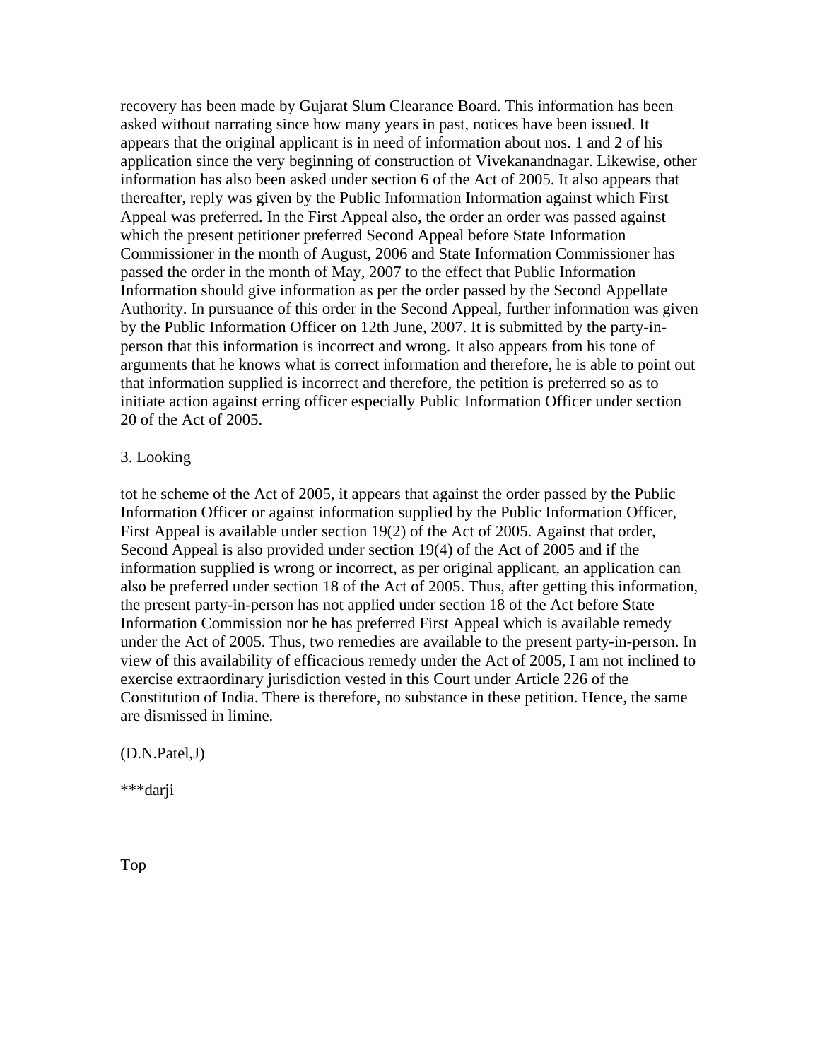recovery has been made by Gujarat Slum Clearance Board. This information has been asked without narrating since how many years in past, notices have been issued. It appears that the original applicant is in need of information about nos. 1 and 2 of his application since the very beginning of construction of Vivekanandnagar. Likewise, other information has also been asked under section 6 of the Act of 2005. It also appears that thereafter, reply was given by the Public Information Information against which First Appeal was preferred. In the First Appeal also, the order an order was passed against which the present petitioner preferred Second Appeal before State Information Commissioner in the month of August, 2006 and State Information Commissioner has passed the order in the month of May, 2007 to the effect that Public Information Information should give information as per the order passed by the Second Appellate Authority. In pursuance of this order in the Second Appeal, further information was given by the Public Information Officer on 12th June, 2007. It is submitted by the party-in-person that this information is incorrect and wrong. It also appears from his tone of arguments that he knows what is correct information and therefore, he is able to point out that information supplied is incorrect and therefore, the petition is preferred so as to initiate action against erring officer especially Public Information Officer under section 20 of the Act of 2005.

3. Looking

tot he scheme of the Act of 2005, it appears that against the order passed by the Public Information Officer or against information supplied by the Public Information Officer, First Appeal is available under section 19(2) of the Act of 2005. Against that order, Second Appeal is also provided under section 19(4) of the Act of 2005 and if the information supplied is wrong or incorrect, as per original applicant, an application can also be preferred under section 18 of the Act of 2005. Thus, after getting this information, the present party-in-person has not applied under section 18 of the Act before State Information Commission nor he has preferred First Appeal which is available remedy under the Act of 2005. Thus, two remedies are available to the present party-in-person. In view of this availability of efficacious remedy under the Act of 2005, I am not inclined to exercise extraordinary jurisdiction vested in this Court under Article 226 of the Constitution of India. There is therefore, no substance in these petition. Hence, the same are dismissed in limine.

(D.N.Patel,J)

***darji

Top